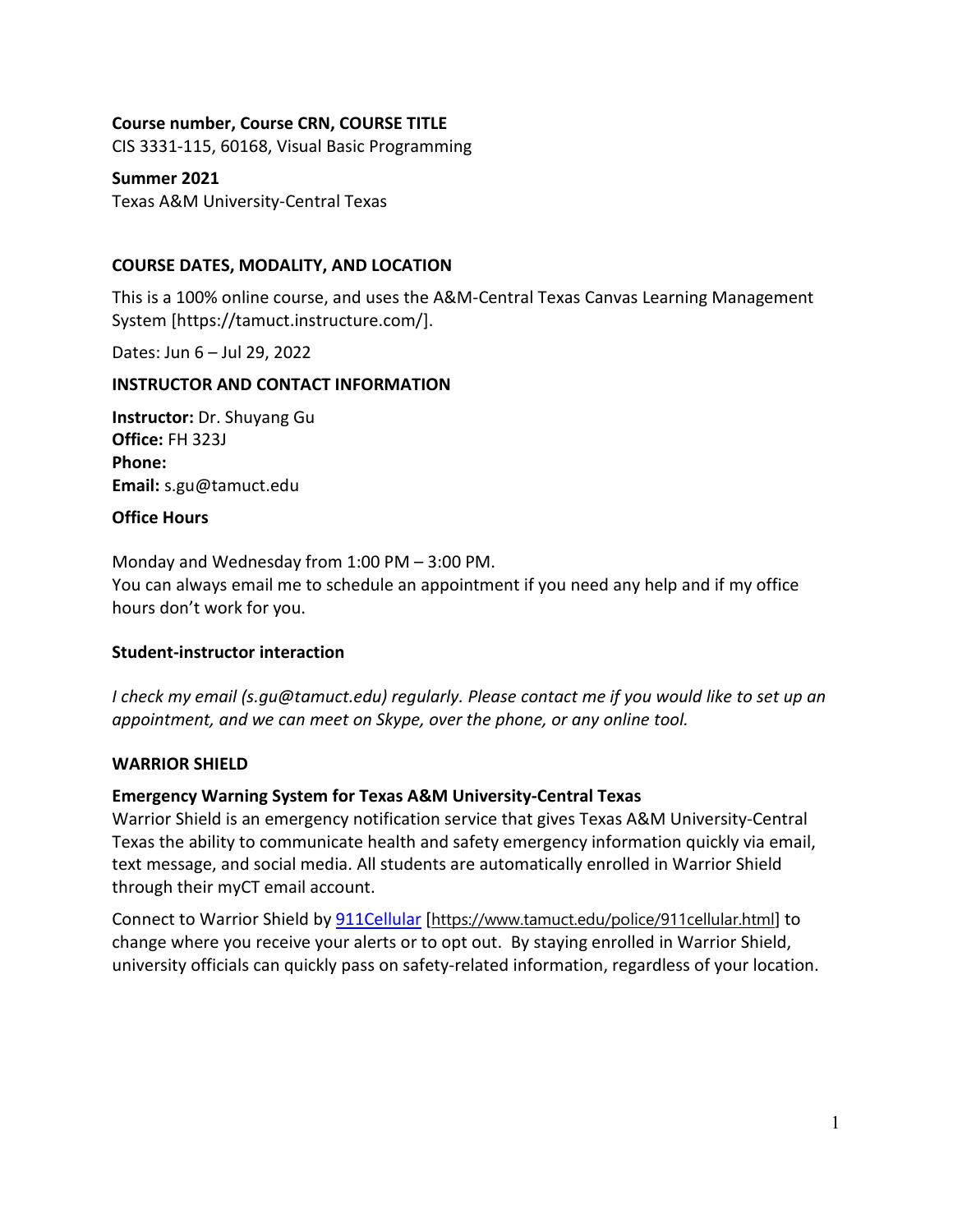**Course number, Course CRN, COURSE TITLE**
CIS 3331-115, 60168, Visual Basic Programming

**Summer 2021**
Texas A&M University-Central Texas

## COURSE DATES, MODALITY, AND LOCATION

This is a 100% online course, and uses the A&M-Central Texas Canvas Learning Management System [https://tamuct.instructure.com/].

Dates: Jun 6 – Jul 29, 2022

## INSTRUCTOR AND CONTACT INFORMATION

**Instructor:** Dr. Shuyang Gu
**Office:** FH 323J
**Phone:**
**Email:** s.gu@tamuct.edu

### Office Hours

Monday and Wednesday from 1:00 PM – 3:00 PM.
You can always email me to schedule an appointment if you need any help and if my office hours don't work for you.

### Student-instructor interaction

*I check my email (s.gu@tamuct.edu) regularly. Please contact me if you would like to set up an appointment, and we can meet on Skype, over the phone, or any online tool.*

## WARRIOR SHIELD

### Emergency Warning System for Texas A&M University-Central Texas

Warrior Shield is an emergency notification service that gives Texas A&M University-Central Texas the ability to communicate health and safety emergency information quickly via email, text message, and social media. All students are automatically enrolled in Warrior Shield through their myCT email account.

Connect to Warrior Shield by 911Cellular [https://www.tamuct.edu/police/911cellular.html] to change where you receive your alerts or to opt out. By staying enrolled in Warrior Shield, university officials can quickly pass on safety-related information, regardless of your location.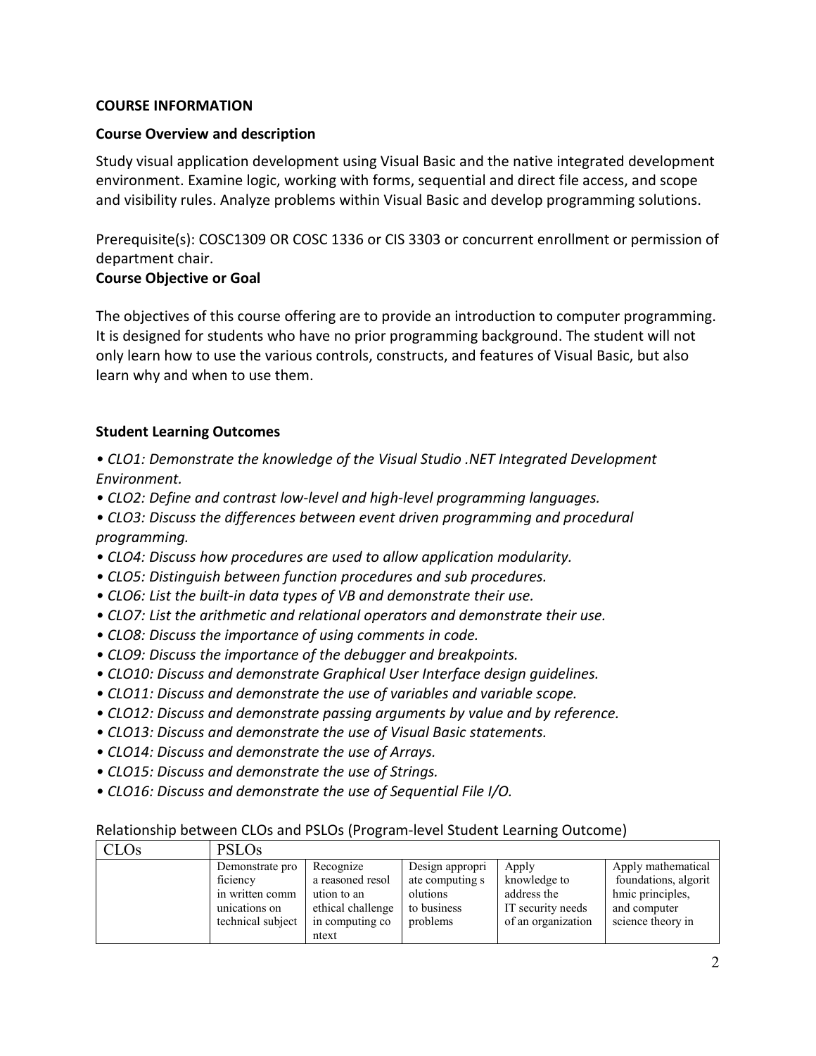**COURSE INFORMATION**

**Course Overview and description**

Study visual application development using Visual Basic and the native integrated development environment. Examine logic, working with forms, sequential and direct file access, and scope and visibility rules. Analyze problems within Visual Basic and develop programming solutions.

Prerequisite(s): COSC1309 OR COSC 1336 or CIS 3303 or concurrent enrollment or permission of department chair.

**Course Objective or Goal**

The objectives of this course offering are to provide an introduction to computer programming. It is designed for students who have no prior programming background. The student will not only learn how to use the various controls, constructs, and features of Visual Basic, but also learn why and when to use them.

**Student Learning Outcomes**

- *CLO1: Demonstrate the knowledge of the Visual Studio .NET Integrated Development Environment.*
- *CLO2: Define and contrast low-level and high-level programming languages.*
- *CLO3: Discuss the differences between event driven programming and procedural programming.*
- *CLO4: Discuss how procedures are used to allow application modularity.*
- *CLO5: Distinguish between function procedures and sub procedures.*
- *CLO6: List the built-in data types of VB and demonstrate their use.*
- *CLO7: List the arithmetic and relational operators and demonstrate their use.*
- *CLO8: Discuss the importance of using comments in code.*
- *CLO9: Discuss the importance of the debugger and breakpoints.*
- *CLO10: Discuss and demonstrate Graphical User Interface design guidelines.*
- *CLO11: Discuss and demonstrate the use of variables and variable scope.*
- *CLO12: Discuss and demonstrate passing arguments by value and by reference.*
- *CLO13: Discuss and demonstrate the use of Visual Basic statements.*
- *CLO14: Discuss and demonstrate the use of Arrays.*
- *CLO15: Discuss and demonstrate the use of Strings.*
- *CLO16: Discuss and demonstrate the use of Sequential File I/O.*

Relationship between CLOs and PSLOs (Program-level Student Learning Outcome)

| CLOs | PSLOs | | | | |
|---|---|---|---|---|---|
| | Demonstrate proficiency in written communications on technical subject | Recognize a reasoned resolution to an ethical challenge in computing context | Design appropriate computing solutions to business problems | Apply knowledge to address the IT security needs of an organization | Apply mathematical foundations, algorithmic principles, and computer science theory in |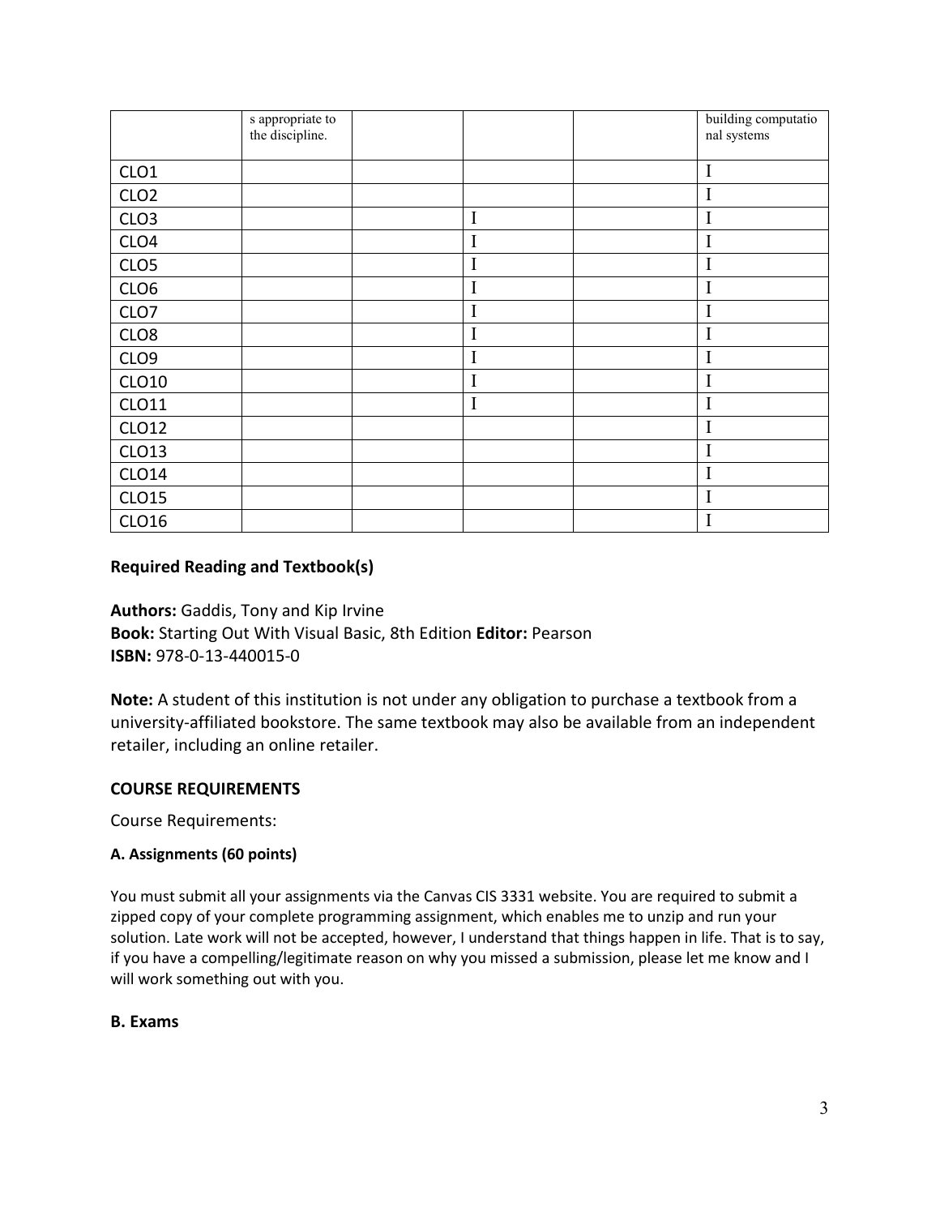| | s appropriate to the discipline. | | | | building computational systems |
|---|---|---|---|---|---|
| CLO1 | | | | | I |
| CLO2 | | | | | I |
| CLO3 | | | I | | I |
| CLO4 | | | I | | I |
| CLO5 | | | I | | I |
| CLO6 | | | I | | I |
| CLO7 | | | I | | I |
| CLO8 | | | I | | I |
| CLO9 | | | I | | I |
| CLO10 | | | I | | I |
| CLO11 | | | I | | I |
| CLO12 | | | | | I |
| CLO13 | | | | | I |
| CLO14 | | | | | I |
| CLO15 | | | | | I |
| CLO16 | | | | | I |

### Required Reading and Textbook(s)

**Authors:** Gaddis, Tony and Kip Irvine
**Book:** Starting Out With Visual Basic, 8th Edition **Editor:** Pearson
**ISBN:** 978-0-13-440015-0

**Note:** A student of this institution is not under any obligation to purchase a textbook from a university-affiliated bookstore. The same textbook may also be available from an independent retailer, including an online retailer.

### COURSE REQUIREMENTS

Course Requirements:

#### A. Assignments (60 points)

You must submit all your assignments via the Canvas CIS 3331 website. You are required to submit a zipped copy of your complete programming assignment, which enables me to unzip and run your solution. Late work will not be accepted, however, I understand that things happen in life. That is to say, if you have a compelling/legitimate reason on why you missed a submission, please let me know and I will work something out with you.

#### B. Exams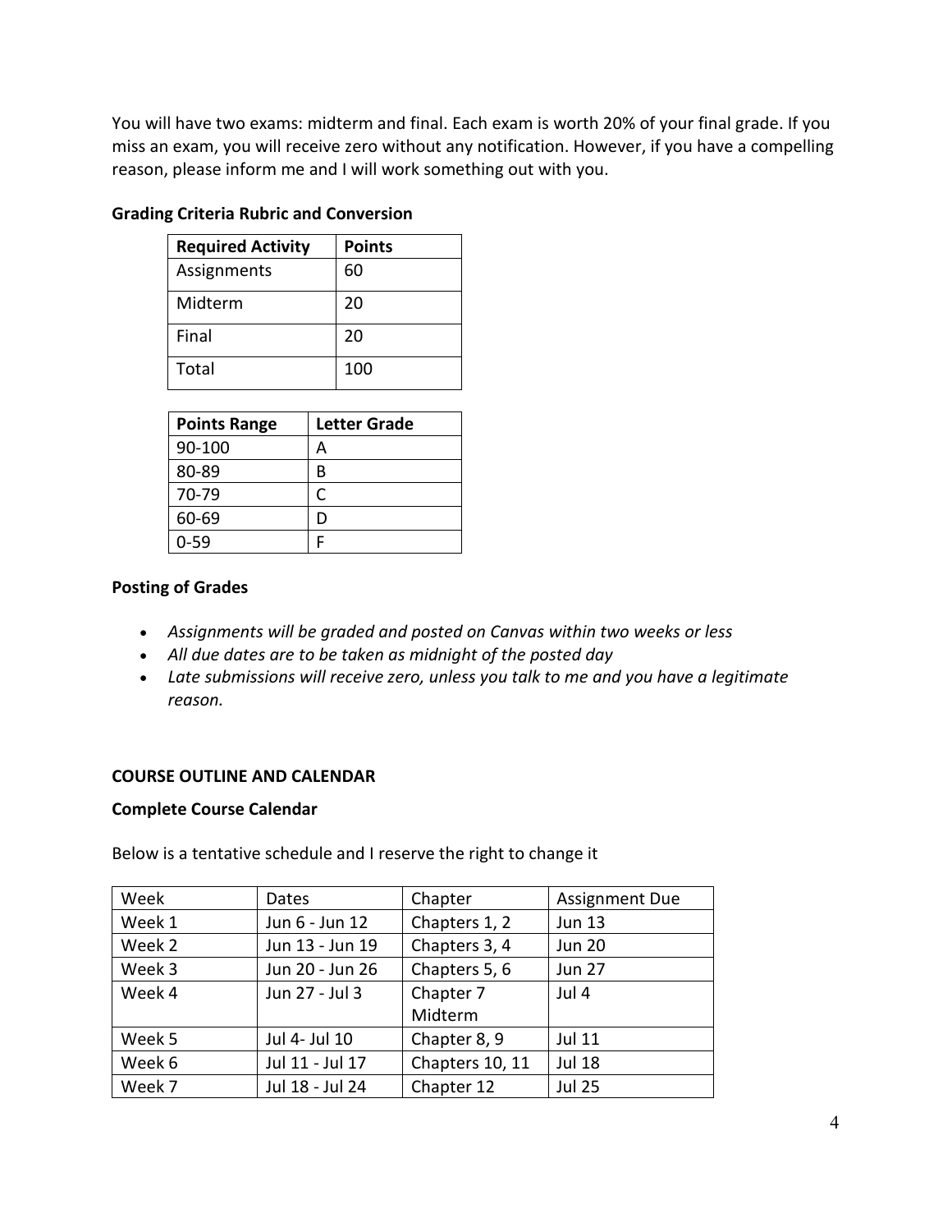You will have two exams: midterm and final. Each exam is worth 20% of your final grade. If you miss an exam, you will receive zero without any notification. However, if you have a compelling reason, please inform me and I will work something out with you.

**Grading Criteria Rubric and Conversion**

| Required Activity | Points |
|---|---|
| Assignments | 60 |
| Midterm | 20 |
| Final | 20 |
| Total | 100 |

| Points Range | Letter Grade |
|---|---|
| 90-100 | A |
| 80-89 | B |
| 70-79 | C |
| 60-69 | D |
| 0-59 | F |

**Posting of Grades**

- *Assignments will be graded and posted on Canvas within two weeks or less*
- *All due dates are to be taken as midnight of the posted day*
- *Late submissions will receive zero, unless you talk to me and you have a legitimate reason.*

**COURSE OUTLINE AND CALENDAR**

**Complete Course Calendar**

Below is a tentative schedule and I reserve the right to change it

| Week | Dates | Chapter | Assignment Due |
|---|---|---|---|
| Week 1 | Jun 6 - Jun 12 | Chapters 1, 2 | Jun 13 |
| Week 2 | Jun 13 - Jun 19 | Chapters 3, 4 | Jun 20 |
| Week 3 | Jun 20 - Jun 26 | Chapters 5, 6 | Jun 27 |
| Week 4 | Jun 27 - Jul 3 | Chapter 7<br>Midterm | Jul 4 |
| Week 5 | Jul 4- Jul 10 | Chapter 8, 9 | Jul 11 |
| Week 6 | Jul 11 - Jul 17 | Chapters 10, 11 | Jul 18 |
| Week 7 | Jul 18 - Jul 24 | Chapter 12 | Jul 25 |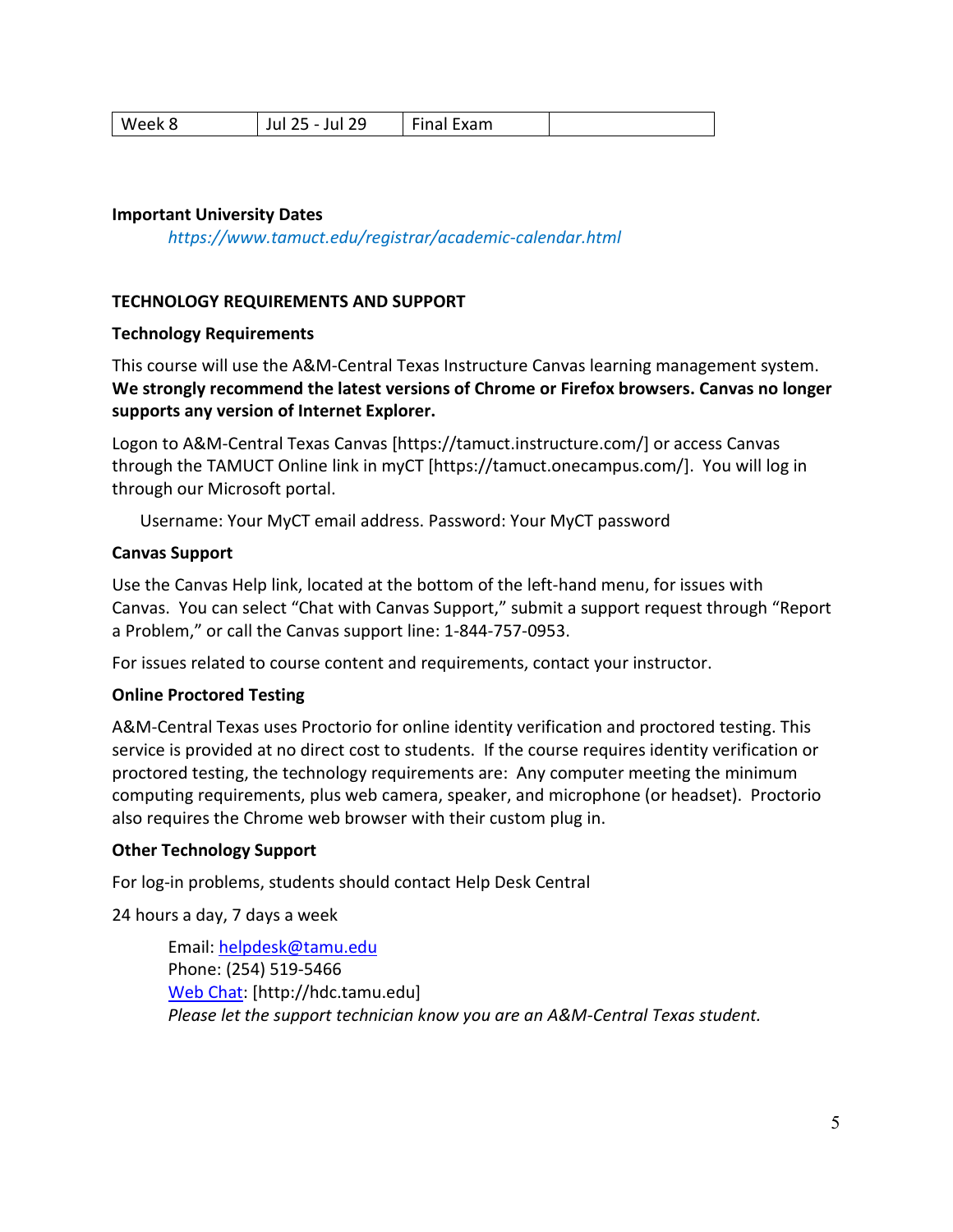| Week 8 | Jul 25 - Jul 29 | Final Exam | |
|---|---|---|---|

**Important University Dates**

*https://www.tamuct.edu/registrar/academic-calendar.html*

**TECHNOLOGY REQUIREMENTS AND SUPPORT**

**Technology Requirements**

This course will use the A&M-Central Texas Instructure Canvas learning management system. **We strongly recommend the latest versions of Chrome or Firefox browsers. Canvas no longer supports any version of Internet Explorer.**

Logon to A&M-Central Texas Canvas [https://tamuct.instructure.com/] or access Canvas through the TAMUCT Online link in myCT [https://tamuct.onecampus.com/]. You will log in through our Microsoft portal.

Username: Your MyCT email address. Password: Your MyCT password

**Canvas Support**

Use the Canvas Help link, located at the bottom of the left-hand menu, for issues with Canvas. You can select "Chat with Canvas Support," submit a support request through "Report a Problem," or call the Canvas support line: 1-844-757-0953.

For issues related to course content and requirements, contact your instructor.

**Online Proctored Testing**

A&M-Central Texas uses Proctorio for online identity verification and proctored testing. This service is provided at no direct cost to students. If the course requires identity verification or proctored testing, the technology requirements are: Any computer meeting the minimum computing requirements, plus web camera, speaker, and microphone (or headset). Proctorio also requires the Chrome web browser with their custom plug in.

**Other Technology Support**

For log-in problems, students should contact Help Desk Central

24 hours a day, 7 days a week

Email: helpdesk@tamu.edu
Phone: (254) 519-5466
Web Chat: [http://hdc.tamu.edu]
*Please let the support technician know you are an A&M-Central Texas student.*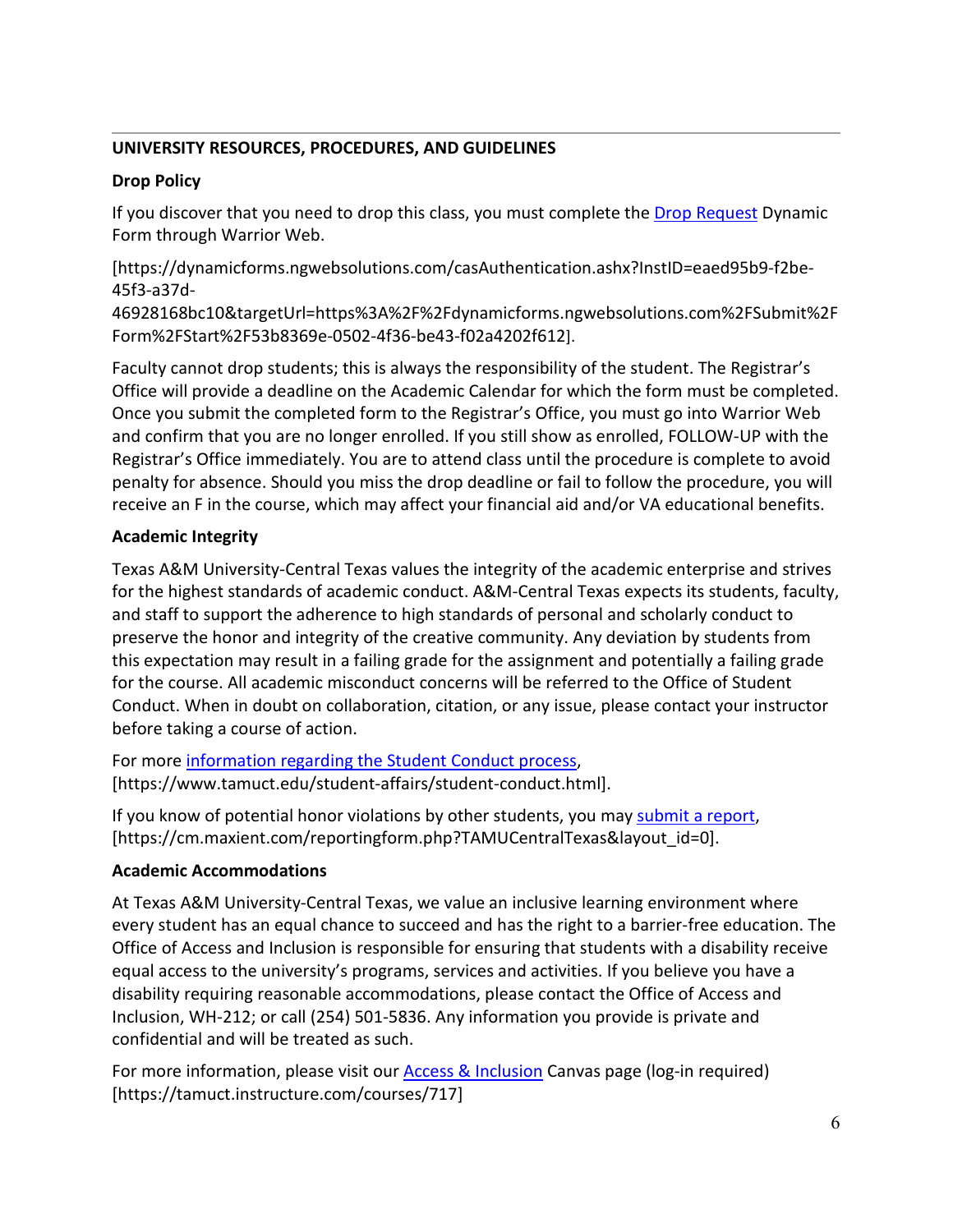**UNIVERSITY RESOURCES, PROCEDURES, AND GUIDELINES**

**Drop Policy**

If you discover that you need to drop this class, you must complete the Drop Request Dynamic Form through Warrior Web.

[https://dynamicforms.ngwebsolutions.com/casAuthentication.ashx?InstID=eaed95b9-f2be-45f3-a37d-46928168bc10&targetUrl=https%3A%2F%2Fdynamicforms.ngwebsolutions.com%2FSubmit%2FForm%2FStart%2F53b8369e-0502-4f36-be43-f02a4202f612].

Faculty cannot drop students; this is always the responsibility of the student. The Registrar's Office will provide a deadline on the Academic Calendar for which the form must be completed. Once you submit the completed form to the Registrar's Office, you must go into Warrior Web and confirm that you are no longer enrolled. If you still show as enrolled, FOLLOW-UP with the Registrar's Office immediately. You are to attend class until the procedure is complete to avoid penalty for absence. Should you miss the drop deadline or fail to follow the procedure, you will receive an F in the course, which may affect your financial aid and/or VA educational benefits.

**Academic Integrity**

Texas A&M University-Central Texas values the integrity of the academic enterprise and strives for the highest standards of academic conduct. A&M-Central Texas expects its students, faculty, and staff to support the adherence to high standards of personal and scholarly conduct to preserve the honor and integrity of the creative community. Any deviation by students from this expectation may result in a failing grade for the assignment and potentially a failing grade for the course. All academic misconduct concerns will be referred to the Office of Student Conduct. When in doubt on collaboration, citation, or any issue, please contact your instructor before taking a course of action.

For more information regarding the Student Conduct process, [https://www.tamuct.edu/student-affairs/student-conduct.html].

If you know of potential honor violations by other students, you may submit a report, [https://cm.maxient.com/reportingform.php?TAMUCentralTexas&layout_id=0].

**Academic Accommodations**

At Texas A&M University-Central Texas, we value an inclusive learning environment where every student has an equal chance to succeed and has the right to a barrier-free education. The Office of Access and Inclusion is responsible for ensuring that students with a disability receive equal access to the university's programs, services and activities. If you believe you have a disability requiring reasonable accommodations, please contact the Office of Access and Inclusion, WH-212; or call (254) 501-5836. Any information you provide is private and confidential and will be treated as such.

For more information, please visit our Access & Inclusion Canvas page (log-in required) [https://tamuct.instructure.com/courses/717]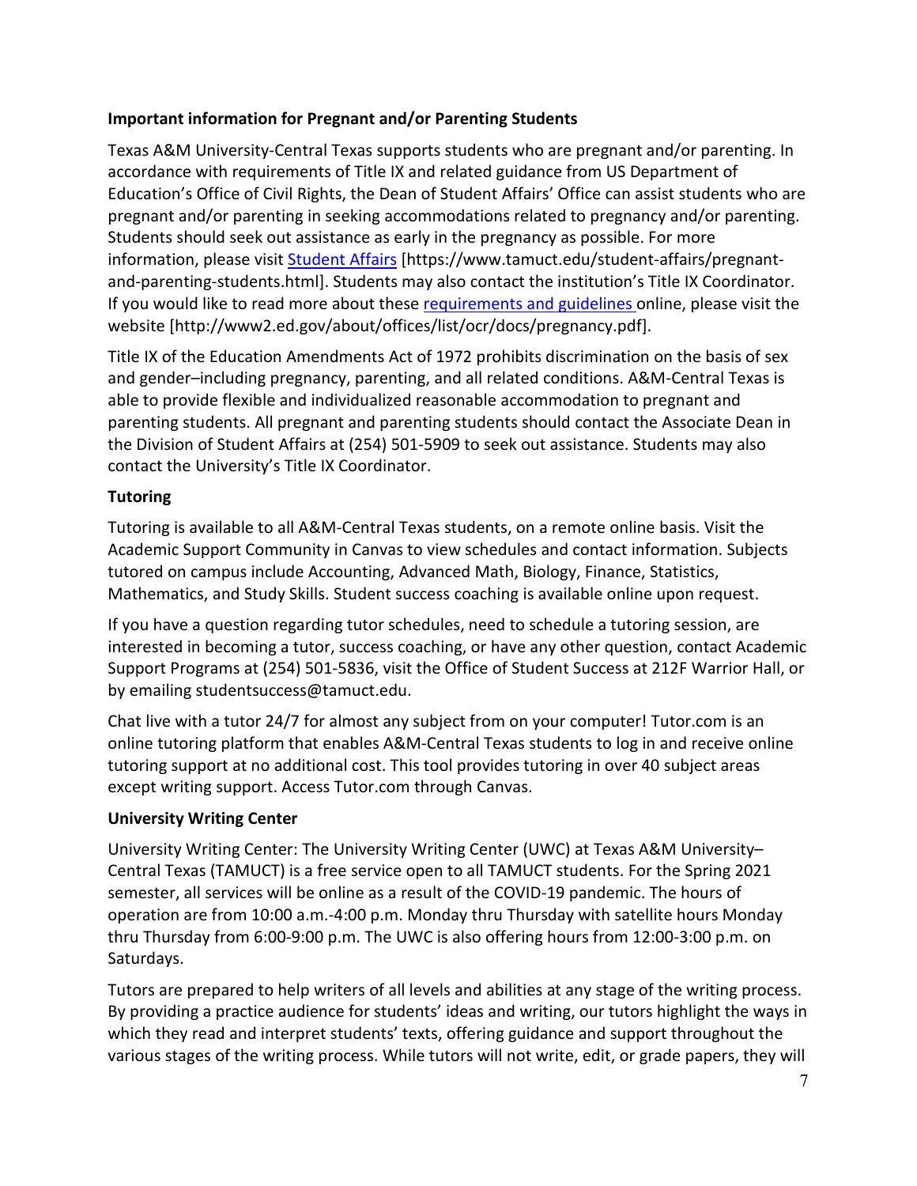**Important information for Pregnant and/or Parenting Students**

Texas A&M University-Central Texas supports students who are pregnant and/or parenting. In accordance with requirements of Title IX and related guidance from US Department of Education's Office of Civil Rights, the Dean of Student Affairs' Office can assist students who are pregnant and/or parenting in seeking accommodations related to pregnancy and/or parenting. Students should seek out assistance as early in the pregnancy as possible. For more information, please visit Student Affairs [https://www.tamuct.edu/student-affairs/pregnant-and-parenting-students.html]. Students may also contact the institution's Title IX Coordinator. If you would like to read more about these requirements and guidelines online, please visit the website [http://www2.ed.gov/about/offices/list/ocr/docs/pregnancy.pdf].

Title IX of the Education Amendments Act of 1972 prohibits discrimination on the basis of sex and gender–including pregnancy, parenting, and all related conditions. A&M-Central Texas is able to provide flexible and individualized reasonable accommodation to pregnant and parenting students. All pregnant and parenting students should contact the Associate Dean in the Division of Student Affairs at (254) 501-5909 to seek out assistance. Students may also contact the University's Title IX Coordinator.

**Tutoring**

Tutoring is available to all A&M-Central Texas students, on a remote online basis. Visit the Academic Support Community in Canvas to view schedules and contact information. Subjects tutored on campus include Accounting, Advanced Math, Biology, Finance, Statistics, Mathematics, and Study Skills. Student success coaching is available online upon request.

If you have a question regarding tutor schedules, need to schedule a tutoring session, are interested in becoming a tutor, success coaching, or have any other question, contact Academic Support Programs at (254) 501-5836, visit the Office of Student Success at 212F Warrior Hall, or by emailing studentsuccess@tamuct.edu.

Chat live with a tutor 24/7 for almost any subject from on your computer! Tutor.com is an online tutoring platform that enables A&M-Central Texas students to log in and receive online tutoring support at no additional cost. This tool provides tutoring in over 40 subject areas except writing support. Access Tutor.com through Canvas.

**University Writing Center**

University Writing Center: The University Writing Center (UWC) at Texas A&M University–Central Texas (TAMUCT) is a free service open to all TAMUCT students. For the Spring 2021 semester, all services will be online as a result of the COVID-19 pandemic. The hours of operation are from 10:00 a.m.-4:00 p.m. Monday thru Thursday with satellite hours Monday thru Thursday from 6:00-9:00 p.m. The UWC is also offering hours from 12:00-3:00 p.m. on Saturdays.

Tutors are prepared to help writers of all levels and abilities at any stage of the writing process. By providing a practice audience for students' ideas and writing, our tutors highlight the ways in which they read and interpret students' texts, offering guidance and support throughout the various stages of the writing process. While tutors will not write, edit, or grade papers, they will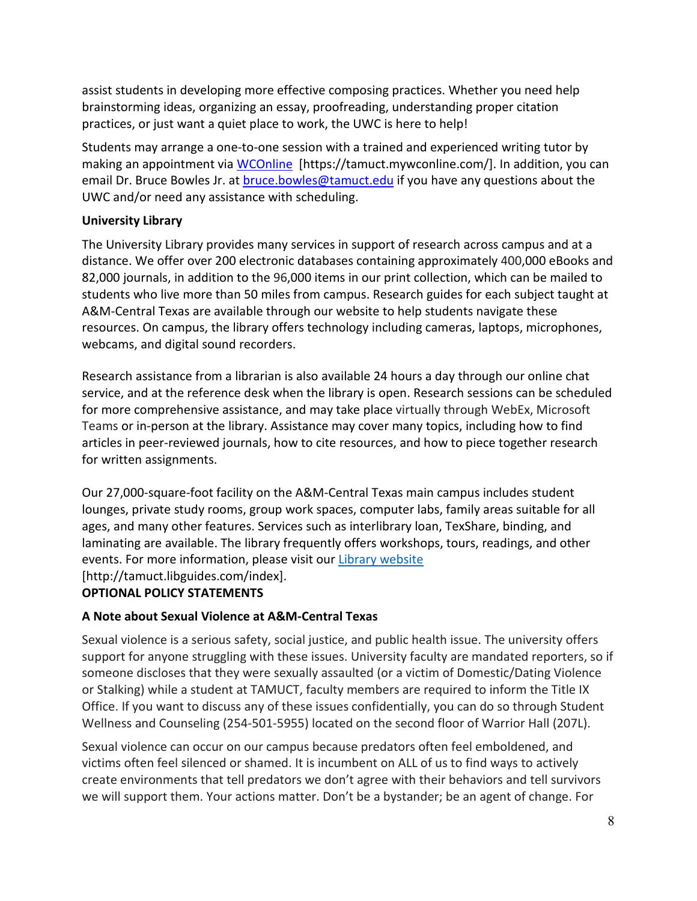assist students in developing more effective composing practices. Whether you need help brainstorming ideas, organizing an essay, proofreading, understanding proper citation practices, or just want a quiet place to work, the UWC is here to help!

Students may arrange a one-to-one session with a trained and experienced writing tutor by making an appointment via WCOnline [https://tamuct.mywconline.com/]. In addition, you can email Dr. Bruce Bowles Jr. at bruce.bowles@tamuct.edu if you have any questions about the UWC and/or need any assistance with scheduling.

**University Library**

The University Library provides many services in support of research across campus and at a distance. We offer over 200 electronic databases containing approximately 400,000 eBooks and 82,000 journals, in addition to the 96,000 items in our print collection, which can be mailed to students who live more than 50 miles from campus. Research guides for each subject taught at A&M-Central Texas are available through our website to help students navigate these resources. On campus, the library offers technology including cameras, laptops, microphones, webcams, and digital sound recorders.

Research assistance from a librarian is also available 24 hours a day through our online chat service, and at the reference desk when the library is open. Research sessions can be scheduled for more comprehensive assistance, and may take place virtually through WebEx, Microsoft Teams or in-person at the library. Assistance may cover many topics, including how to find articles in peer-reviewed journals, how to cite resources, and how to piece together research for written assignments.

Our 27,000-square-foot facility on the A&M-Central Texas main campus includes student lounges, private study rooms, group work spaces, computer labs, family areas suitable for all ages, and many other features. Services such as interlibrary loan, TexShare, binding, and laminating are available. The library frequently offers workshops, tours, readings, and other events. For more information, please visit our Library website [http://tamuct.libguides.com/index].

**OPTIONAL POLICY STATEMENTS**

**A Note about Sexual Violence at A&M-Central Texas**

Sexual violence is a serious safety, social justice, and public health issue. The university offers support for anyone struggling with these issues. University faculty are mandated reporters, so if someone discloses that they were sexually assaulted (or a victim of Domestic/Dating Violence or Stalking) while a student at TAMUCT, faculty members are required to inform the Title IX Office. If you want to discuss any of these issues confidentially, you can do so through Student Wellness and Counseling (254-501-5955) located on the second floor of Warrior Hall (207L).

Sexual violence can occur on our campus because predators often feel emboldened, and victims often feel silenced or shamed. It is incumbent on ALL of us to find ways to actively create environments that tell predators we don't agree with their behaviors and tell survivors we will support them. Your actions matter. Don't be a bystander; be an agent of change. For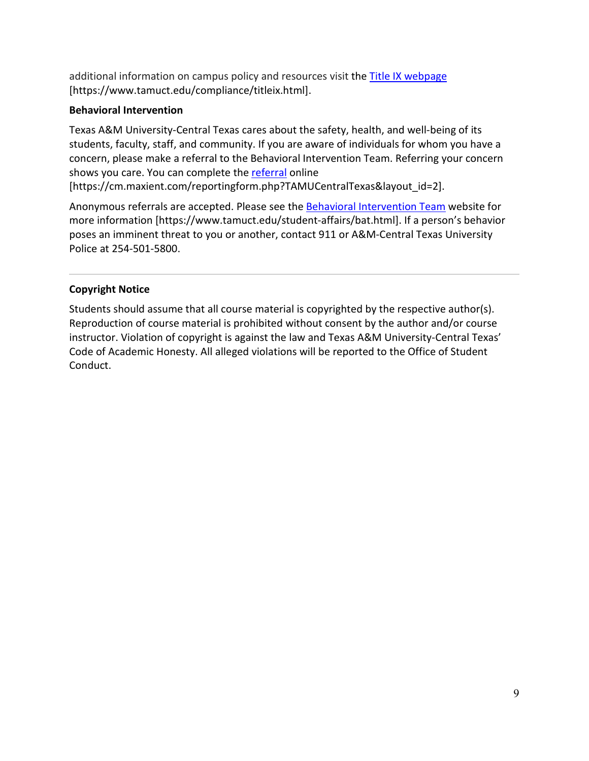additional information on campus policy and resources visit the Title IX webpage [https://www.tamuct.edu/compliance/titleix.html].

**Behavioral Intervention**

Texas A&M University-Central Texas cares about the safety, health, and well-being of its students, faculty, staff, and community. If you are aware of individuals for whom you have a concern, please make a referral to the Behavioral Intervention Team. Referring your concern shows you care. You can complete the referral online [https://cm.maxient.com/reportingform.php?TAMUCentralTexas&layout_id=2].

Anonymous referrals are accepted. Please see the Behavioral Intervention Team website for more information [https://www.tamuct.edu/student-affairs/bat.html]. If a person's behavior poses an imminent threat to you or another, contact 911 or A&M-Central Texas University Police at 254-501-5800.

---

**Copyright Notice**

Students should assume that all course material is copyrighted by the respective author(s). Reproduction of course material is prohibited without consent by the author and/or course instructor. Violation of copyright is against the law and Texas A&M University-Central Texas' Code of Academic Honesty. All alleged violations will be reported to the Office of Student Conduct.